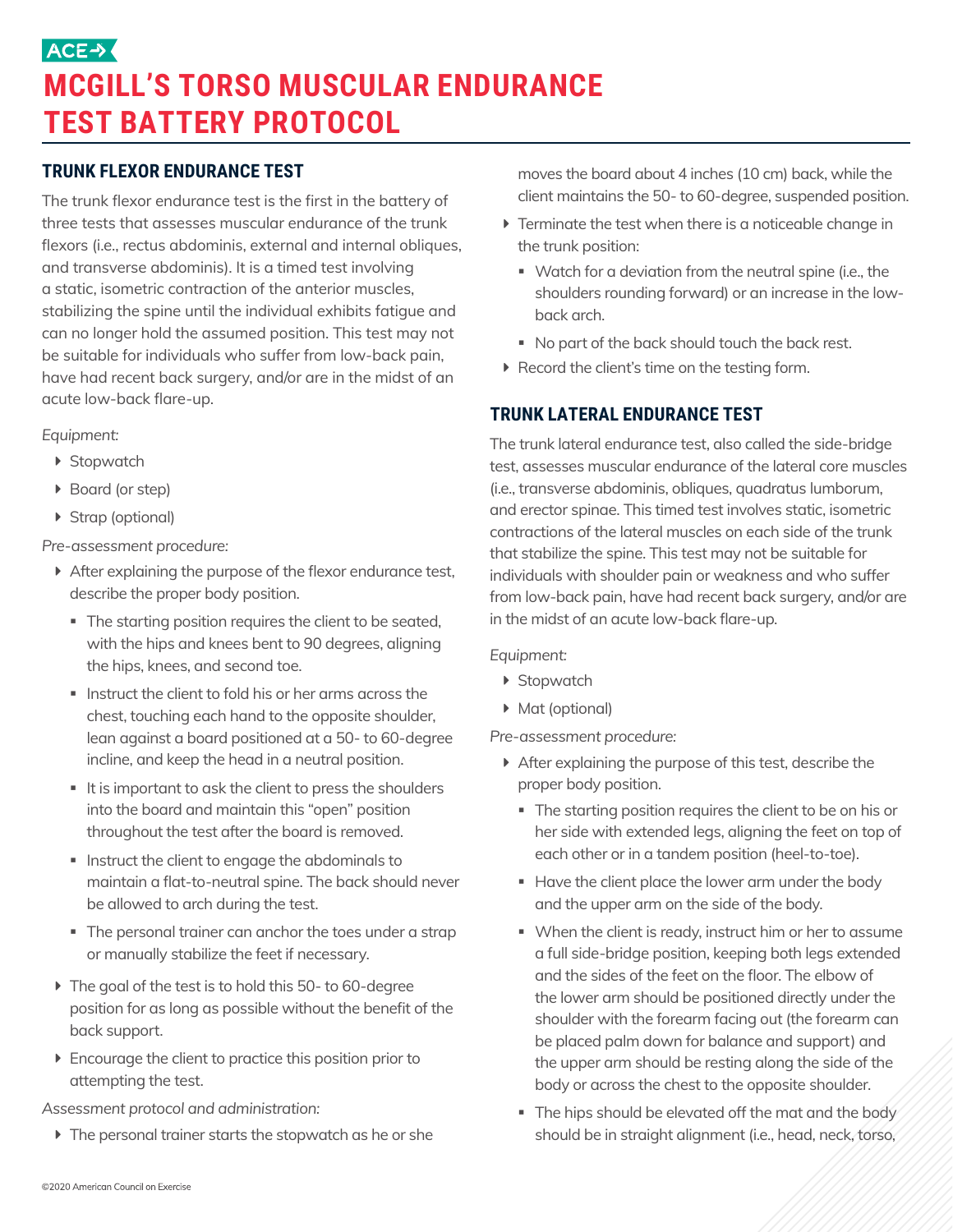ACE

# MCGILL'S TORSO MUSCULAR ENDURANCE TEST BATTERY PROTOCOL

## TRUNK FLEXOR ENDURANCE TEST

The trunk flexor endurance test is the first in the battery of three tests that assesses muscular endurance of the trunk flexors (i.e., rectus abdominis, external and internal obliques, and transverse abdominis). It is a timed test involving a static, isometric contraction of the anterior muscles, stabilizing the spine until the individual exhibits fatigue and can no longer hold the assumed position. This test may not be suitable for individuals who suffer from low-back pain, have had recent back surgery, and/or are in the midst of an acute low-back flare-up.

*Equipment:*

- Stopwatch
- Board (or step)
- Strap (optional)

*Pre-assessment procedure:*

- After explaining the purpose of the flexor endurance test, describe the proper body position.
  - The starting position requires the client to be seated, with the hips and knees bent to 90 degrees, aligning the hips, knees, and second toe.
  - Instruct the client to fold his or her arms across the chest, touching each hand to the opposite shoulder, lean against a board positioned at a 50- to 60-degree incline, and keep the head in a neutral position.
  - It is important to ask the client to press the shoulders into the board and maintain this "open" position throughout the test after the board is removed.
  - Instruct the client to engage the abdominals to maintain a flat-to-neutral spine. The back should never be allowed to arch during the test.
  - The personal trainer can anchor the toes under a strap or manually stabilize the feet if necessary.
- The goal of the test is to hold this 50- to 60-degree position for as long as possible without the benefit of the back support.
- Encourage the client to practice this position prior to attempting the test.

*Assessment protocol and administration:*

- The personal trainer starts the stopwatch as he or she moves the board about 4 inches (10 cm) back, while the client maintains the 50- to 60-degree, suspended position.
- Terminate the test when there is a noticeable change in the trunk position:
  - Watch for a deviation from the neutral spine (i.e., the shoulders rounding forward) or an increase in the low-back arch.
  - No part of the back should touch the back rest.
- Record the client's time on the testing form.

## TRUNK LATERAL ENDURANCE TEST

The trunk lateral endurance test, also called the side-bridge test, assesses muscular endurance of the lateral core muscles (i.e., transverse abdominis, obliques, quadratus lumborum, and erector spinae. This timed test involves static, isometric contractions of the lateral muscles on each side of the trunk that stabilize the spine. This test may not be suitable for individuals with shoulder pain or weakness and who suffer from low-back pain, have had recent back surgery, and/or are in the midst of an acute low-back flare-up.

*Equipment:*

- Stopwatch
- Mat (optional)

*Pre-assessment procedure:*

- After explaining the purpose of this test, describe the proper body position.
  - The starting position requires the client to be on his or her side with extended legs, aligning the feet on top of each other or in a tandem position (heel-to-toe).
  - Have the client place the lower arm under the body and the upper arm on the side of the body.
  - When the client is ready, instruct him or her to assume a full side-bridge position, keeping both legs extended and the sides of the feet on the floor. The elbow of the lower arm should be positioned directly under the shoulder with the forearm facing out (the forearm can be placed palm down for balance and support) and the upper arm should be resting along the side of the body or across the chest to the opposite shoulder.
  - The hips should be elevated off the mat and the body should be in straight alignment (i.e., head, neck, torso,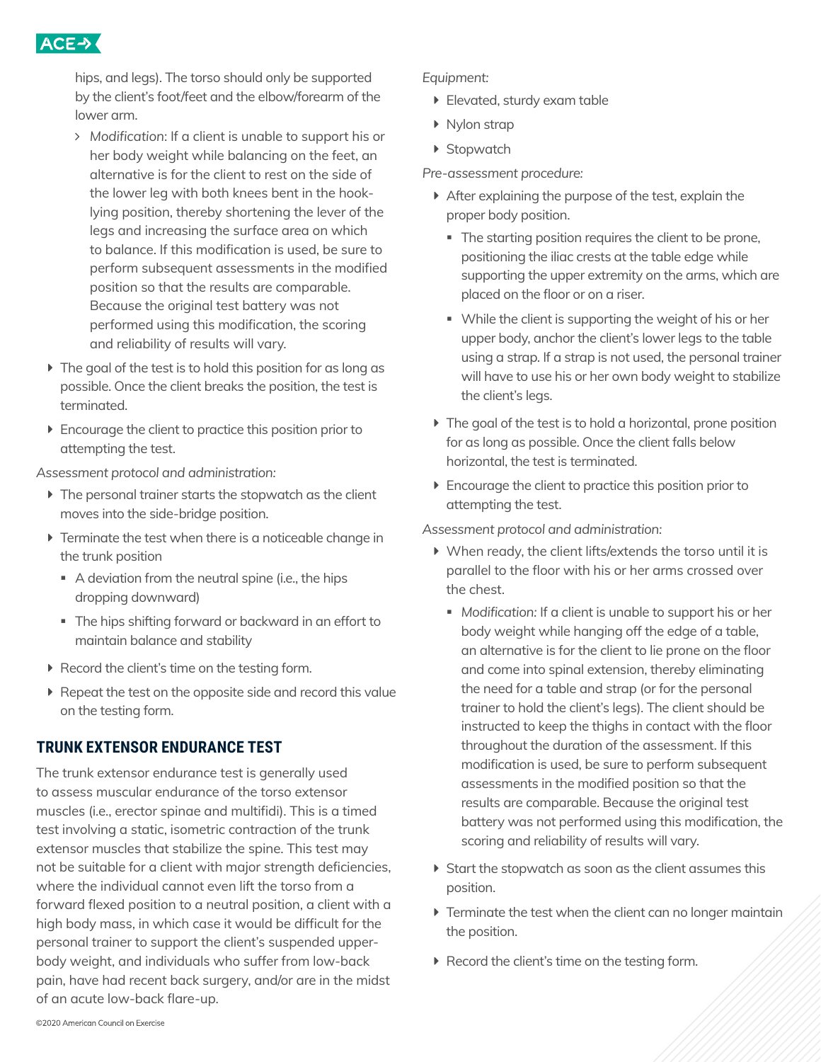hips, and legs). The torso should only be supported by the client's foot/feet and the elbow/forearm of the lower arm.

  - *Modification*: If a client is unable to support his or her body weight while balancing on the feet, an alternative is for the client to rest on the side of the lower leg with both knees bent in the hook-lying position, thereby shortening the lever of the legs and increasing the surface area on which to balance. If this modification is used, be sure to perform subsequent assessments in the modified position so that the results are comparable. Because the original test battery was not performed using this modification, the scoring and reliability of results will vary.

- The goal of the test is to hold this position for as long as possible. Once the client breaks the position, the test is terminated.
- Encourage the client to practice this position prior to attempting the test.

*Assessment protocol and administration:*

- The personal trainer starts the stopwatch as the client moves into the side-bridge position.
- Terminate the test when there is a noticeable change in the trunk position
  - A deviation from the neutral spine (i.e., the hips dropping downward)
  - The hips shifting forward or backward in an effort to maintain balance and stability
- Record the client's time on the testing form.
- Repeat the test on the opposite side and record this value on the testing form.

## TRUNK EXTENSOR ENDURANCE TEST

The trunk extensor endurance test is generally used to assess muscular endurance of the torso extensor muscles (i.e., erector spinae and multifidi). This is a timed test involving a static, isometric contraction of the trunk extensor muscles that stabilize the spine. This test may not be suitable for a client with major strength deficiencies, where the individual cannot even lift the torso from a forward flexed position to a neutral position, a client with a high body mass, in which case it would be difficult for the personal trainer to support the client's suspended upper-body weight, and individuals who suffer from low-back pain, have had recent back surgery, and/or are in the midst of an acute low-back flare-up.

*Equipment:*

- Elevated, sturdy exam table
- Nylon strap
- Stopwatch

*Pre-assessment procedure:*

- After explaining the purpose of the test, explain the proper body position.
  - The starting position requires the client to be prone, positioning the iliac crests at the table edge while supporting the upper extremity on the arms, which are placed on the floor or on a riser.
  - While the client is supporting the weight of his or her upper body, anchor the client's lower legs to the table using a strap. If a strap is not used, the personal trainer will have to use his or her own body weight to stabilize the client's legs.
- The goal of the test is to hold a horizontal, prone position for as long as possible. Once the client falls below horizontal, the test is terminated.
- Encourage the client to practice this position prior to attempting the test.

*Assessment protocol and administration:*

- When ready, the client lifts/extends the torso until it is parallel to the floor with his or her arms crossed over the chest.
  - *Modification:* If a client is unable to support his or her body weight while hanging off the edge of a table, an alternative is for the client to lie prone on the floor and come into spinal extension, thereby eliminating the need for a table and strap (or for the personal trainer to hold the client's legs). The client should be instructed to keep the thighs in contact with the floor throughout the duration of the assessment. If this modification is used, be sure to perform subsequent assessments in the modified position so that the results are comparable. Because the original test battery was not performed using this modification, the scoring and reliability of results will vary.
- Start the stopwatch as soon as the client assumes this position.
- Terminate the test when the client can no longer maintain the position.
- Record the client's time on the testing form.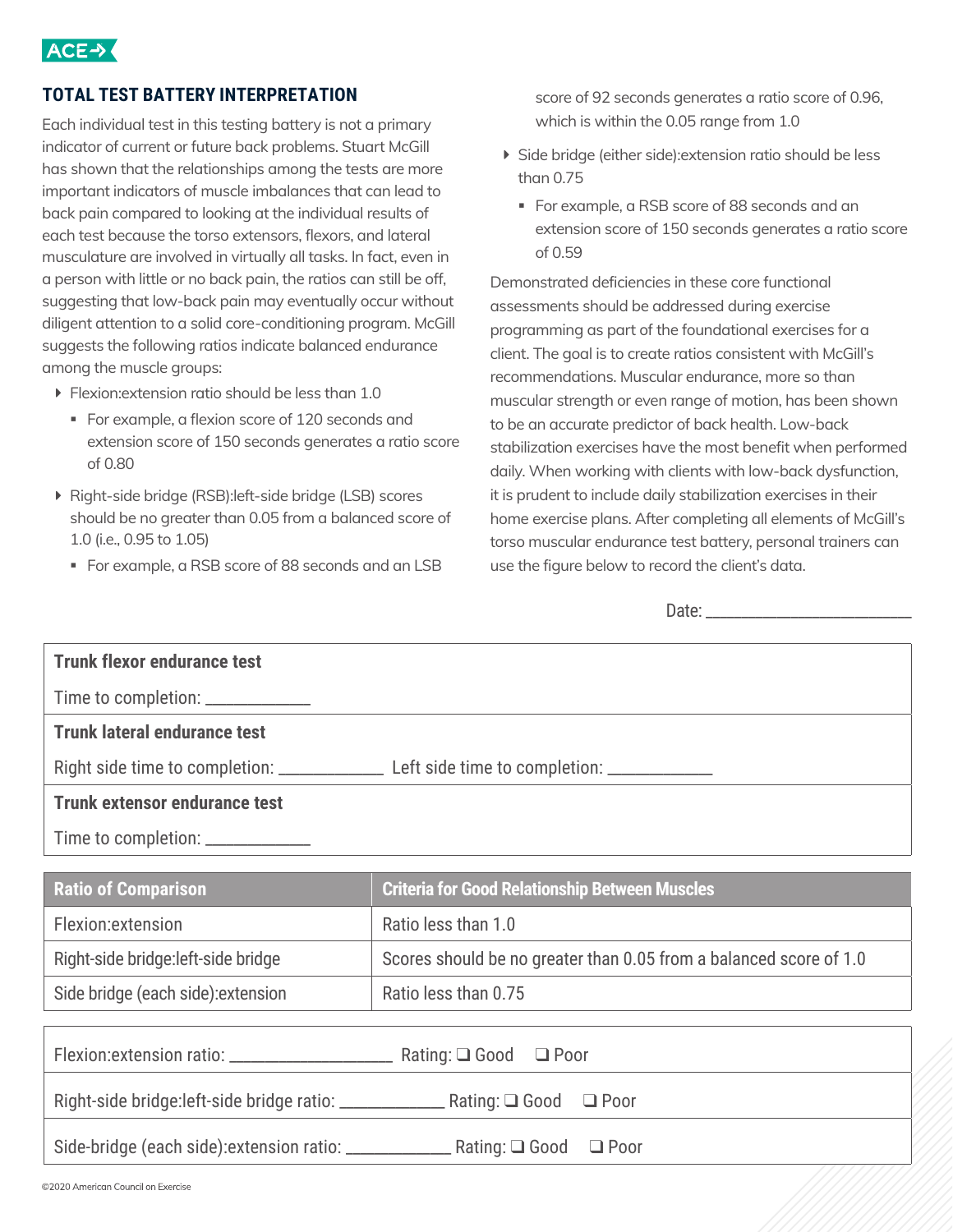## TOTAL TEST BATTERY INTERPRETATION

Each individual test in this testing battery is not a primary indicator of current or future back problems. Stuart McGill has shown that the relationships among the tests are more important indicators of muscle imbalances that can lead to back pain compared to looking at the individual results of each test because the torso extensors, flexors, and lateral musculature are involved in virtually all tasks. In fact, even in a person with little or no back pain, the ratios can still be off, suggesting that low-back pain may eventually occur without diligent attention to a solid core-conditioning program. McGill suggests the following ratios indicate balanced endurance among the muscle groups:

- Flexion:extension ratio should be less than 1.0
  - For example, a flexion score of 120 seconds and extension score of 150 seconds generates a ratio score of 0.80
- Right-side bridge (RSB):left-side bridge (LSB) scores should be no greater than 0.05 from a balanced score of 1.0 (i.e., 0.95 to 1.05)
  - For example, a RSB score of 88 seconds and an LSB score of 92 seconds generates a ratio score of 0.96, which is within the 0.05 range from 1.0
- Side bridge (either side):extension ratio should be less than 0.75
  - For example, a RSB score of 88 seconds and an extension score of 150 seconds generates a ratio score of 0.59

Demonstrated deficiencies in these core functional assessments should be addressed during exercise programming as part of the foundational exercises for a client. The goal is to create ratios consistent with McGill's recommendations. Muscular endurance, more so than muscular strength or even range of motion, has been shown to be an accurate predictor of back health. Low-back stabilization exercises have the most benefit when performed daily. When working with clients with low-back dysfunction, it is prudent to include daily stabilization exercises in their home exercise plans. After completing all elements of McGill's torso muscular endurance test battery, personal trainers can use the figure below to record the client's data.

Date: ____________________

**Trunk flexor endurance test**

Time to completion: __________

**Trunk lateral endurance test**

Right side time to completion: __________ Left side time to completion: __________

**Trunk extensor endurance test**

Time to completion: __________

| Ratio of Comparison | Criteria for Good Relationship Between Muscles |
|---|---|
| Flexion:extension | Ratio less than 1.0 |
| Right-side bridge:left-side bridge | Scores should be no greater than 0.05 from a balanced score of 1.0 |
| Side bridge (each side):extension | Ratio less than 0.75 |

Flexion:extension ratio: ______________ Rating: ❑ Good ❑ Poor

Right-side bridge:left-side bridge ratio: __________ Rating: ❑ Good ❑ Poor

Side-bridge (each side):extension ratio: __________ Rating: ❑ Good ❑ Poor

©2020 American Council on Exercise